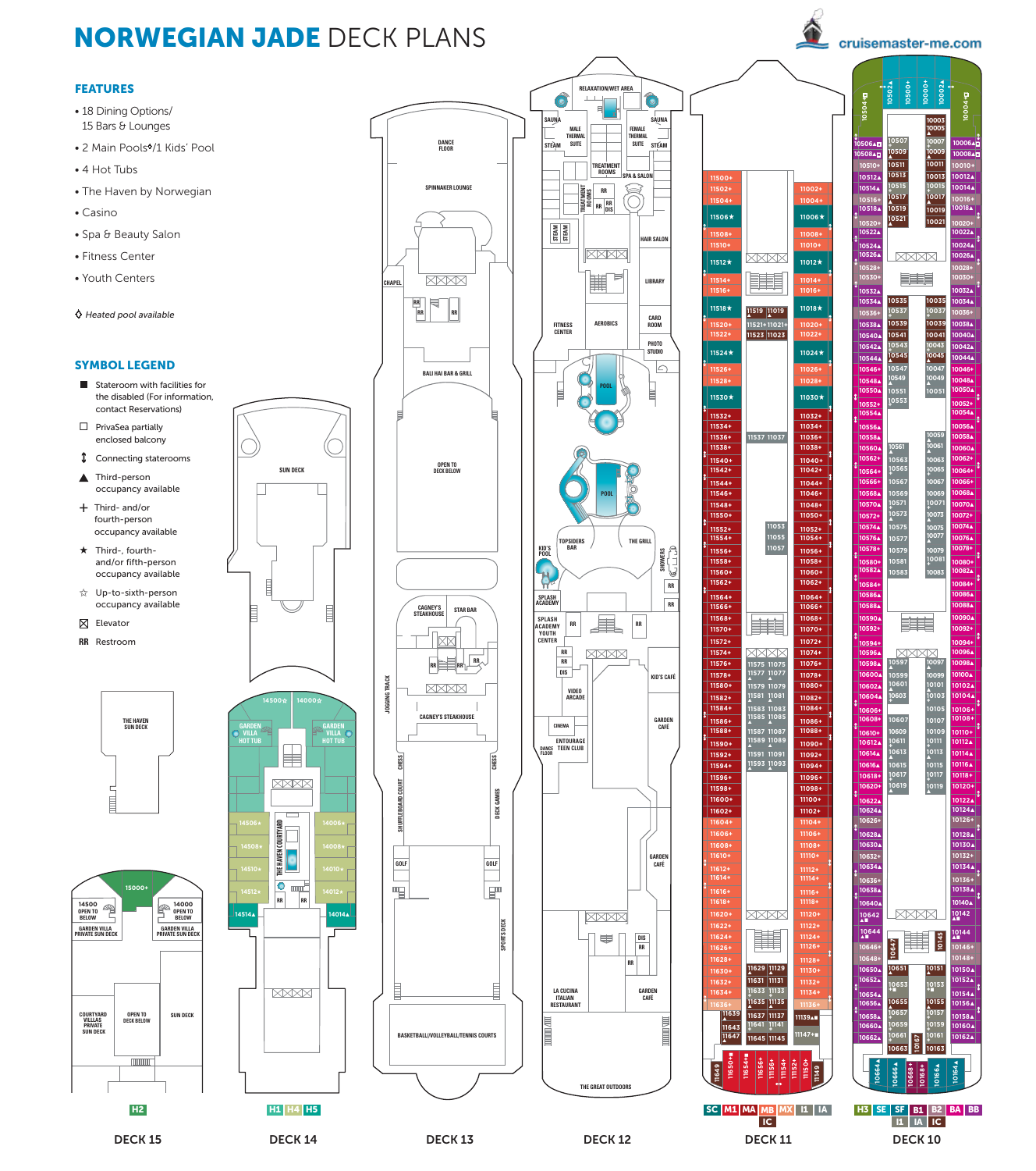# NORWEGIAN JADE DECK PLANS

cruisemaster-me.com

## FEATURES

- 18 Dining Options/ 15 Bars & Lounges
- 2 Main Pools◊/1 Kids' Pool
- 4 Hot Tubs
- The Haven by Norwegian
- Casino
- Spa & Beauty Salon
- Fitness Center
- Youth Centers

◊ *Heated pool available*

## SYMBOL LEGEND

- ■ Stateroom with facilities for the disabled (For information, contact Reservations)
- □ PrivaSea partially enclosed balcony
- ↕ Connecting staterooms
- ▲ Third-person occupancy available
- + Third- and/or fourth-person occupancy available
- ★ Third-, fourth- and/or fifth-person occupancy available
- ☆ Up-to-sixth-person occupancy available
- ☒ Elevator
- RR Restroom

## DECK 15

THE HAVEN SUN DECK

15000+

14500 OPEN TO DECK BELOW

14000 OPEN TO DECK BELOW

GARDEN VILLA PRIVATE SUN DECK

COURTYARD VILLAS PRIVATE SUN DECK

OPEN TO DECK BELOW

SUN DECK

H2

## DECK 14

SUN DECK

14500☆ 14000☆

GARDEN VILLA HOT TUB

14506+ 14508+ 14510+ 14512+ 14514▲

14006+ 14008+ 14010+ 14012+ 14014▲

THE HAVEN COURTYARD

RR RR

H1 H4 H5

## DECK 13

DANCE FLOOR

SPINNAKER LOUNGE

CHAPEL

BALI HAI BAR & GRILL

OPEN TO DECK BELOW

CAGNEY'S STEAKHOUSE

STAR BAR

JOGGING TRACK

SHUFFLEBOARD COURT

CHESS

DECK GAMES

GOLF

SPORTS DECK

BASKETBALL/VOLLEYBALL/TENNIS COURTS

## DECK 12

RELAXATION/WET AREA

SAUNA

STEAM

MALE THERMAL SUITE

FEMALE THERMAL SUITE

TREATMENT ROOMS

SPA & SALON

HAIR SALON

FITNESS CENTER

AEROBICS

CARD ROOM

LIBRARY

PHOTO STUDIO

POOL

KID'S POOL

TOPSIDERS BAR

THE GRILL

SHOWERS

SPLASH ACADEMY

SPLASH ACADEMY YOUTH CENTER

VIDEO ARCADE

KID'S CAFÉ

GARDEN CAFÉ

CINEMA

ENTOURAGE TEEN CLUB

DANCE FLOOR

LA CUCINA ITALIAN RESTAURANT

THE GREAT OUTDOORS

## DECK 11

11500+ 11502+ 11504+ 11506★ 11508+ 11510+ 11512★ 11514+ 11516+ 11518★ 11520+ 11522+ 11524★ 11526+ 11528+ 11530★ 11532+ 11534+ 11536+ 11538+ 11540+ 11542+ 11544+ 11546+ 11548+ 11550+ 11552+ 11554+ 11556+ 11558+ 11560+ 11562+ 11564+ 11566+ 11568+ 11570+ 11572+ 11574+ 11576+ 11578+ 11580+ 11582+ 11584+ 11586+ 11588+ 11590+ 11592+ 11594+ 11596+ 11598+ 11600+ 11602+ 11604+ 11606+ 11608+ 11610+ 11612+ 11614+ 11616+ 11618+ 11620+ 11622+ 11624+ 11626+ 11628+ 11630+ 11632+ 11634+ 11636+

11002+ 11004+ 11006★ 11008+ 11010+ 11012★ 11014+ 11016+ 11018★ 11020+ 11022+ 11024★ 11026+ 11028+ 11030★ 11032+ 11034+ 11036+ 11038+ 11040+ 11042+ 11044+ 11046+ 11048+ 11050+ 11052+ 11054+ 11056+ 11058+ 11060+ 11062+ 11064+ 11066+ 11068+ 11070+ 11072+ 11074+ 11076+ 11078+ 11080+ 11082+ 11084+ 11086+ 11088+ 11090+ 11092+ 11094+ 11096+ 11098+ 11100+ 11102+ 11104+ 11106+ 11108+ 11110+ 11112+ 11114+ 11116+ 11118+ 11120+ 11122+ 11124+ 11126+ 11128+ 11130+ 11132+ 11134+ 11136+

11519 11019 11521+ 11021+ 11523 11023

11537 11037

11053 11055 11057

11575 11075 11577 11077 11579 11079 11581 11081 11583 11083 11585 11085 11587 11087 11589 11089 11591 11091 11593 11093

11629 11129 11631 11131 11633 11133 11635 11135 11637 11137 11641 11141 11645 11145

11639 11643 11647 11139▲■ 11147+■

11649 11650+ 11654+ 11656+ 11154+ 11152+ 11150+ 11149

SC M1 MA MB MX I1 IA IC

## DECK 10

10504+□ 10502▲ 10500+ 10000+ 10002▲ 10004+□

10506▲□ 10508▲□ 10510+ 10512▲ 10514▲ 10516+ 10518▲ 10520+ 10522▲ 10524▲ 10526▲ 10528+ 10530+ 10532▲ 10534▲ 10536+ 10538▲ 10540▲ 10542▲ 10544▲ 10546+ 10548▲ 10550▲ 10552+ 10554▲ 10556▲ 10558▲ 10560▲ 10562+ 10564+ 10566+ 10568▲ 10570▲ 10572+ 10574▲ 10576▲ 10578+ 10580+ 10582▲ 10584+ 10586▲ 10588▲ 10590▲ 10592+ 10594+ 10596▲ 10598▲ 10600▲ 10602▲ 10604▲ 10606+ 10608+ 10610+ 10612▲ 10614▲ 10616▲ 10618+ 10620+ 10622▲ 10624▲ 10626+ 10628▲ 10630▲ 10632+ 10634▲ 10636+ 10638▲ 10640▲ 10642 10644 10646+ 10648+ 10650▲ 10652▲ 10654▲ 10656▲ 10658▲ 10660▲ 10662▲

10006▲□ 10008▲□ 10010+ 10012▲ 10014▲ 10016+ 10018▲ 10020+ 10022▲ 10024▲ 10026▲ 10028+ 10030+ 10032▲ 10034▲ 10036+ 10038▲ 10040▲ 10042▲ 10044▲ 10046+ 10048▲ 10050▲ 10052+ 10054▲ 10056▲ 10058▲ 10060▲ 10062+ 10064+ 10066+ 10068▲ 10070▲ 10072+ 10074▲ 10076▲ 10078+ 10080+ 10082▲ 10084+ 10086▲ 10088▲ 10090▲ 10092+ 10094+ 10096▲ 10098▲ 10100▲ 10102▲ 10104▲ 10106+ 10108+ 10110+ 10112▲ 10114▲ 10116▲ 10118+ 10120+ 10122▲ 10124▲ 10126+ 10128▲ 10130▲ 10132+ 10134▲ 10136+ 10138▲ 10140▲ 10142 10144 10146+ 10148+ 10150▲ 10152▲ 10154▲ 10156▲ 10158▲ 10160▲ 10162▲

10507 10509 10511 10513 10515 10517 10519 10521 10003 10005 10007 10009 10011 10013 10015 10017 10019 10021

10535 10537 10539 10541 10543 10545 10547 10549 10551 10553 10035 10037 10039 10041 10043 10045 10047 10049 10051

10561 10563 10565 10567 10569 10571 10573 10575 10577 10579 10581 10583 10059 10061 10063 10065 10067 10069 10071 10073 10075 10077 10079 10081 10083

10597 10599 10601 10603 10097 10099 10101 10103 10105

10607 10609 10611 10613 10615 10617 10619 10107 10109 10111 10113 10115 10117 10119

10647 10145

10651 10653 10655 10657 10659 10661 10663 10151 10153 10155 10157 10159 10161 10163

10664▲ 10666▲ 10667 10668+ 10168+ 10164▲ 10166▲

H3 SE SF B1 B2 BA BB I1 IA IC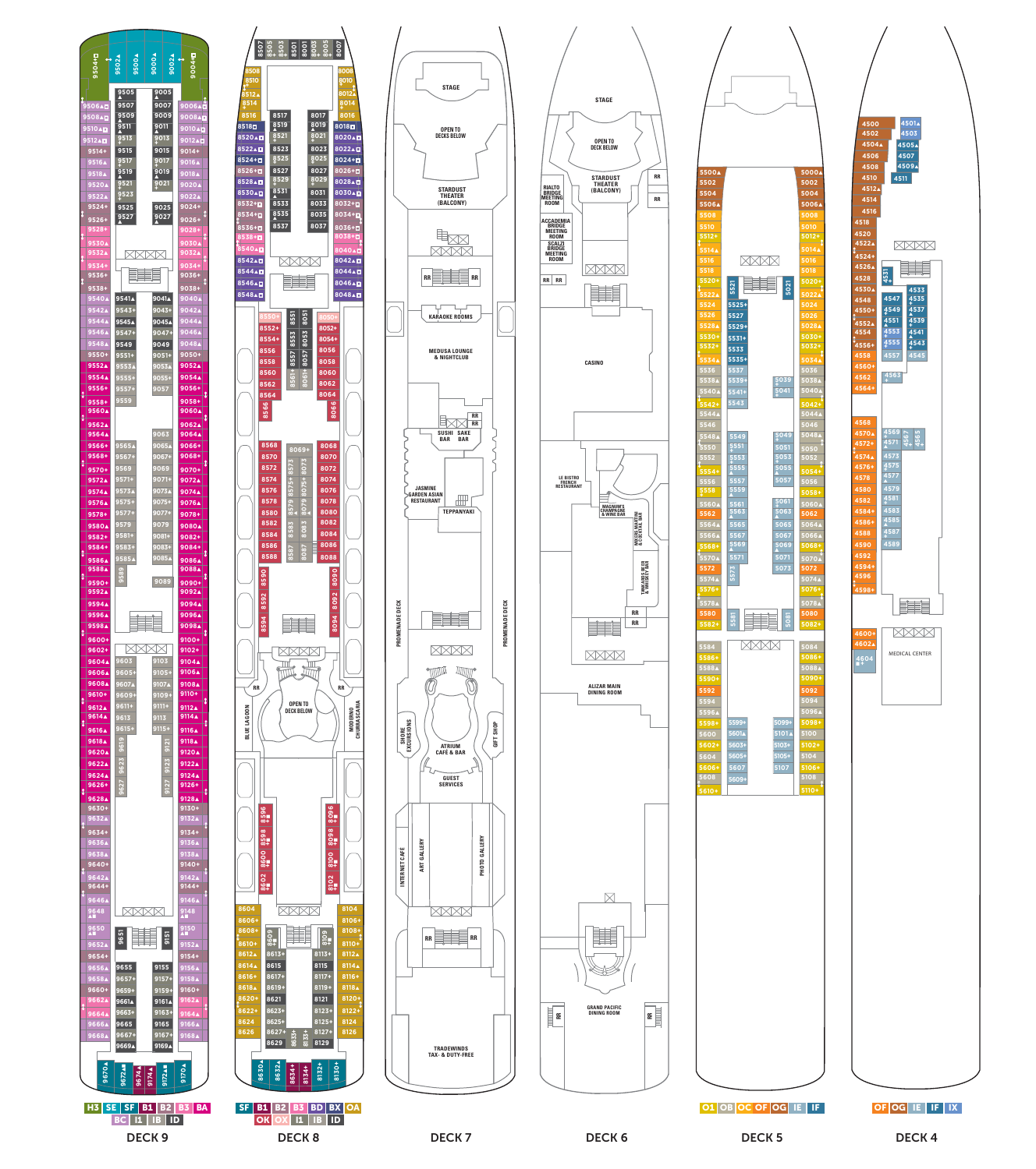## DECK 9

H3 | SE | SF | B1 | B2 | B3 | BA | BC | I1 | IB | ID

## DECK 8

SF | B1 | B2 | B3 | BD | BX | OA | OK | OX | I1 | IB | ID

BLUE LAGOON · MODERNO CHURRASCARIA · OPEN TO DECK BELOW

## DECK 7

STAGE · OPEN TO DECKS BELOW · STARDUST THEATER (BALCONY) · KARAOKE ROOMS · MEDUSA LOUNGE & NIGHTCLUB · SUSHI BAR · SAKE BAR · JASMINE GARDEN ASIAN RESTAURANT · TEPPANYAKI · PROMENADE DECK · SHORE EXCURSIONS · ATRIUM CAFE & BAR · GIFT SHOP · GUEST SERVICES · INTERNET CAFÉ · ART GALLERY · PHOTO GALLERY · TRADEWINDS TAX- & DUTY-FREE

## DECK 6

STAGE · OPEN TO DECK BELOW · STARDUST THEATER (BALCONY) · RIALTO BRIDGE MEETING ROOM · ACCADEMIA BRIDGE MEETING ROOM · SCALZI BRIDGE MEETING ROOM · CASINO · LE BISTRO FRENCH RESTAURANT · MAGNUM'S CHAMPAGNE & WINE BAR · MAXIMS MARTINI & COCKTAIL BAR · TANKARDS BEER & WHISKEY BAR · ALIZAR MAIN DINING ROOM · GRAND PACIFIC DINING ROOM

## DECK 5

O1 | OB | OC | OF | OG | IE | IF

## DECK 4

OF | OG | IE | IF | IX

MEDICAL CENTER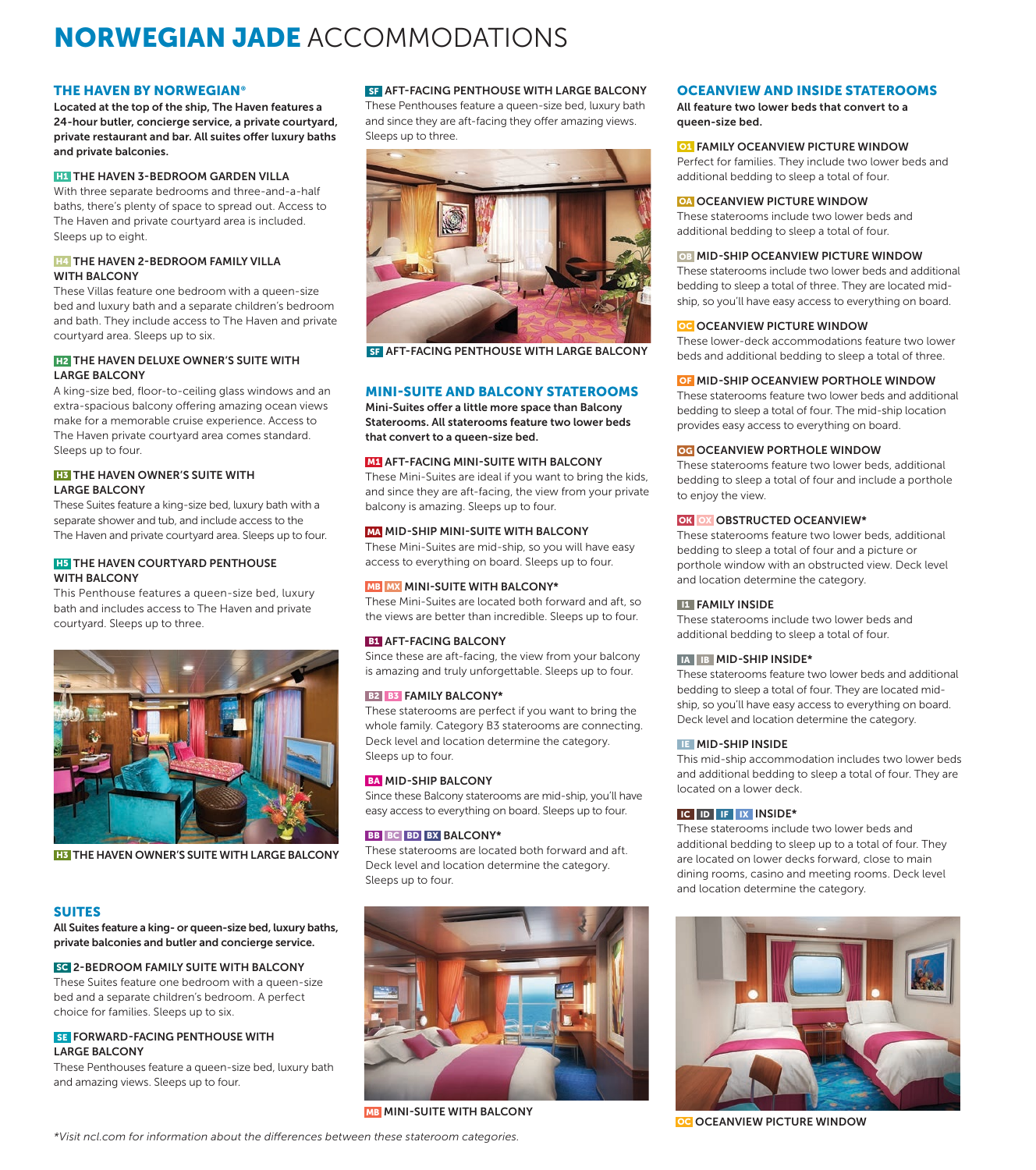# NORWEGIAN JADE ACCOMMODATIONS

## THE HAVEN BY NORWEGIAN®

**Located at the top of the ship, The Haven features a 24-hour butler, concierge service, a private courtyard, private restaurant and bar. All suites offer luxury baths and private balconies.**

### H1 THE HAVEN 3-BEDROOM GARDEN VILLA

With three separate bedrooms and three-and-a-half baths, there's plenty of space to spread out. Access to The Haven and private courtyard area is included. Sleeps up to eight.

### H4 THE HAVEN 2-BEDROOM FAMILY VILLA WITH BALCONY

These Villas feature one bedroom with a queen-size bed and luxury bath and a separate children's bedroom and bath. They include access to The Haven and private courtyard area. Sleeps up to six.

### H2 THE HAVEN DELUXE OWNER'S SUITE WITH LARGE BALCONY

A king-size bed, floor-to-ceiling glass windows and an extra-spacious balcony offering amazing ocean views make for a memorable cruise experience. Access to The Haven private courtyard area comes standard. Sleeps up to four.

### H3 THE HAVEN OWNER'S SUITE WITH LARGE BALCONY

These Suites feature a king-size bed, luxury bath with a separate shower and tub, and include access to the The Haven and private courtyard area. Sleeps up to four.

### H5 THE HAVEN COURTYARD PENTHOUSE WITH BALCONY

This Penthouse features a queen-size bed, luxury bath and includes access to The Haven and private courtyard. Sleeps up to three.

H3 THE HAVEN OWNER'S SUITE WITH LARGE BALCONY

## SUITES

**All Suites feature a king- or queen-size bed, luxury baths, private balconies and butler and concierge service.**

### SC 2-BEDROOM FAMILY SUITE WITH BALCONY

These Suites feature one bedroom with a queen-size bed and a separate children's bedroom. A perfect choice for families. Sleeps up to six.

### SE FORWARD-FACING PENTHOUSE WITH LARGE BALCONY

These Penthouses feature a queen-size bed, luxury bath and amazing views. Sleeps up to four.

### SF AFT-FACING PENTHOUSE WITH LARGE BALCONY

These Penthouses feature a queen-size bed, luxury bath and since they are aft-facing they offer amazing views. Sleeps up to three.

SF AFT-FACING PENTHOUSE WITH LARGE BALCONY

## MINI-SUITE AND BALCONY STATEROOMS

**Mini-Suites offer a little more space than Balcony Staterooms. All staterooms feature two lower beds that convert to a queen-size bed.**

### M1 AFT-FACING MINI-SUITE WITH BALCONY

These Mini-Suites are ideal if you want to bring the kids, and since they are aft-facing, the view from your private balcony is amazing. Sleeps up to four.

### MA MID-SHIP MINI-SUITE WITH BALCONY

These Mini-Suites are mid-ship, so you will have easy access to everything on board. Sleeps up to four.

### MB MX MINI-SUITE WITH BALCONY*

These Mini-Suites are located both forward and aft, so the views are better than incredible. Sleeps up to four.

### B1 AFT-FACING BALCONY

Since these are aft-facing, the view from your balcony is amazing and truly unforgettable. Sleeps up to four.

### B2 B3 FAMILY BALCONY*

These staterooms are perfect if you want to bring the whole family. Category B3 staterooms are connecting. Deck level and location determine the category. Sleeps up to four.

### BA MID-SHIP BALCONY

Since these Balcony staterooms are mid-ship, you'll have easy access to everything on board. Sleeps up to four.

### BB BC BD BX BALCONY*

These staterooms are located both forward and aft. Deck level and location determine the category. Sleeps up to four.

MB MINI-SUITE WITH BALCONY

## OCEANVIEW AND INSIDE STATEROOMS

**All feature two lower beds that convert to a queen-size bed.**

### O1 FAMILY OCEANVIEW PICTURE WINDOW

Perfect for families. They include two lower beds and additional bedding to sleep a total of four.

### OA OCEANVIEW PICTURE WINDOW

These staterooms include two lower beds and additional bedding to sleep a total of four.

### OB MID-SHIP OCEANVIEW PICTURE WINDOW

These staterooms include two lower beds and additional bedding to sleep a total of three. They are located mid-ship, so you'll have easy access to everything on board.

### OC OCEANVIEW PICTURE WINDOW

These lower-deck accommodations feature two lower beds and additional bedding to sleep a total of three.

### OF MID-SHIP OCEANVIEW PORTHOLE WINDOW

These staterooms feature two lower beds and additional bedding to sleep a total of four. The mid-ship location provides easy access to everything on board.

### OG OCEANVIEW PORTHOLE WINDOW

These staterooms feature two lower beds, additional bedding to sleep a total of four and include a porthole to enjoy the view.

### OK OX OBSTRUCTED OCEANVIEW*

These staterooms feature two lower beds, additional bedding to sleep a total of four and a picture or porthole window with an obstructed view. Deck level and location determine the category.

### I1 FAMILY INSIDE

These staterooms include two lower beds and additional bedding to sleep a total of four.

### IA IB MID-SHIP INSIDE*

These staterooms feature two lower beds and additional bedding to sleep a total of four. They are located mid-ship, so you'll have easy access to everything on board. Deck level and location determine the category.

### IE MID-SHIP INSIDE

This mid-ship accommodation includes two lower beds and additional bedding to sleep a total of four. They are located on a lower deck.

### IC ID IF IX INSIDE*

These staterooms include two lower beds and additional bedding to sleep up to a total of four. They are located on lower decks forward, close to main dining rooms, casino and meeting rooms. Deck level and location determine the category.

OC OCEANVIEW PICTURE WINDOW

*Visit ncl.com for information about the differences between these stateroom categories.*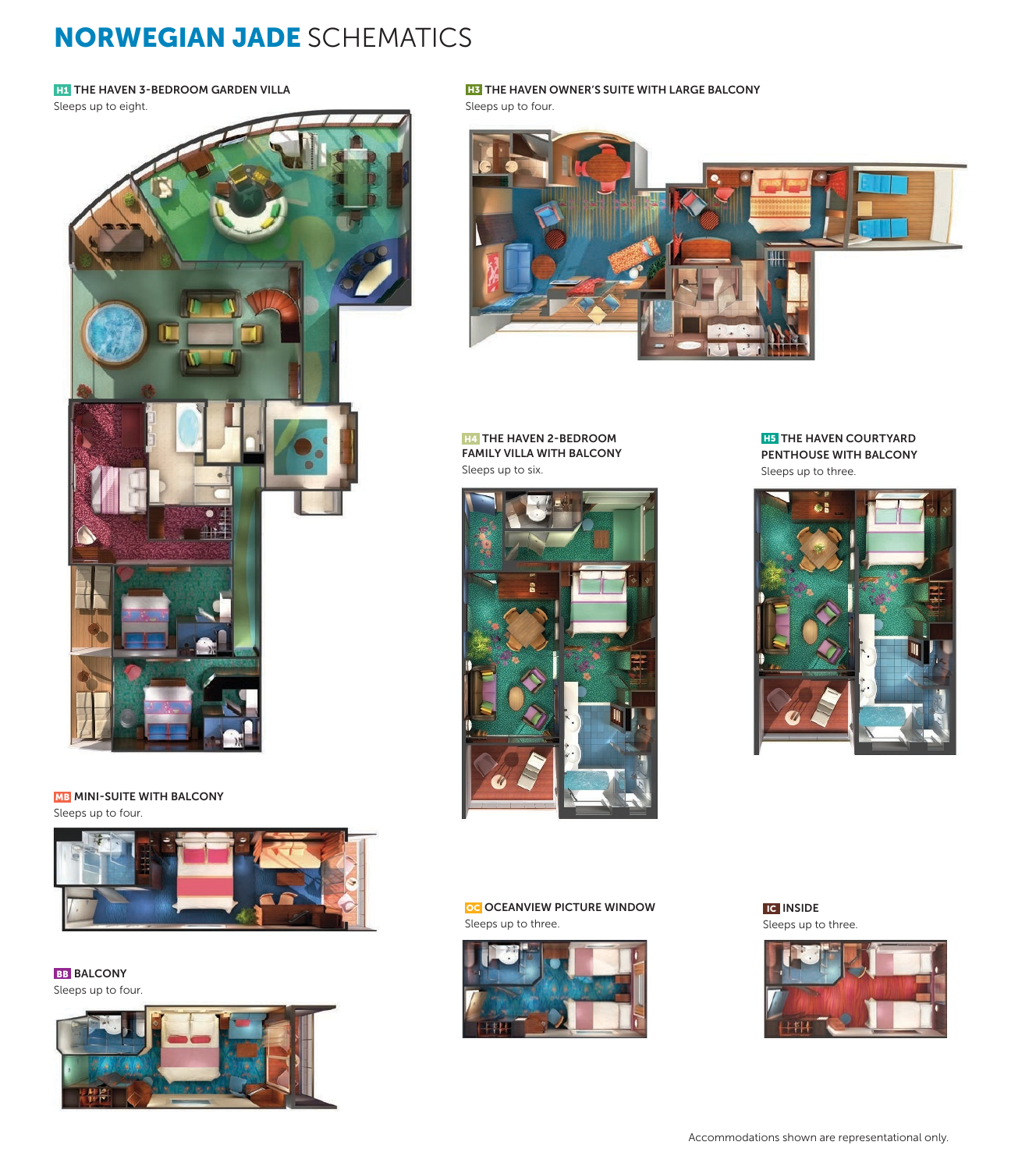# NORWEGIAN JADE SCHEMATICS

**H1 THE HAVEN 3-BEDROOM GARDEN VILLA**
Sleeps up to eight.

**H3 THE HAVEN OWNER'S SUITE WITH LARGE BALCONY**
Sleeps up to four.

**H4 THE HAVEN 2-BEDROOM FAMILY VILLA WITH BALCONY**
Sleeps up to six.

**H5 THE HAVEN COURTYARD PENTHOUSE WITH BALCONY**
Sleeps up to three.

**MB MINI-SUITE WITH BALCONY**
Sleeps up to four.

**BB BALCONY**
Sleeps up to four.

**OC OCEANVIEW PICTURE WINDOW**
Sleeps up to three.

**IC INSIDE**
Sleeps up to three.

Accommodations shown are representational only.